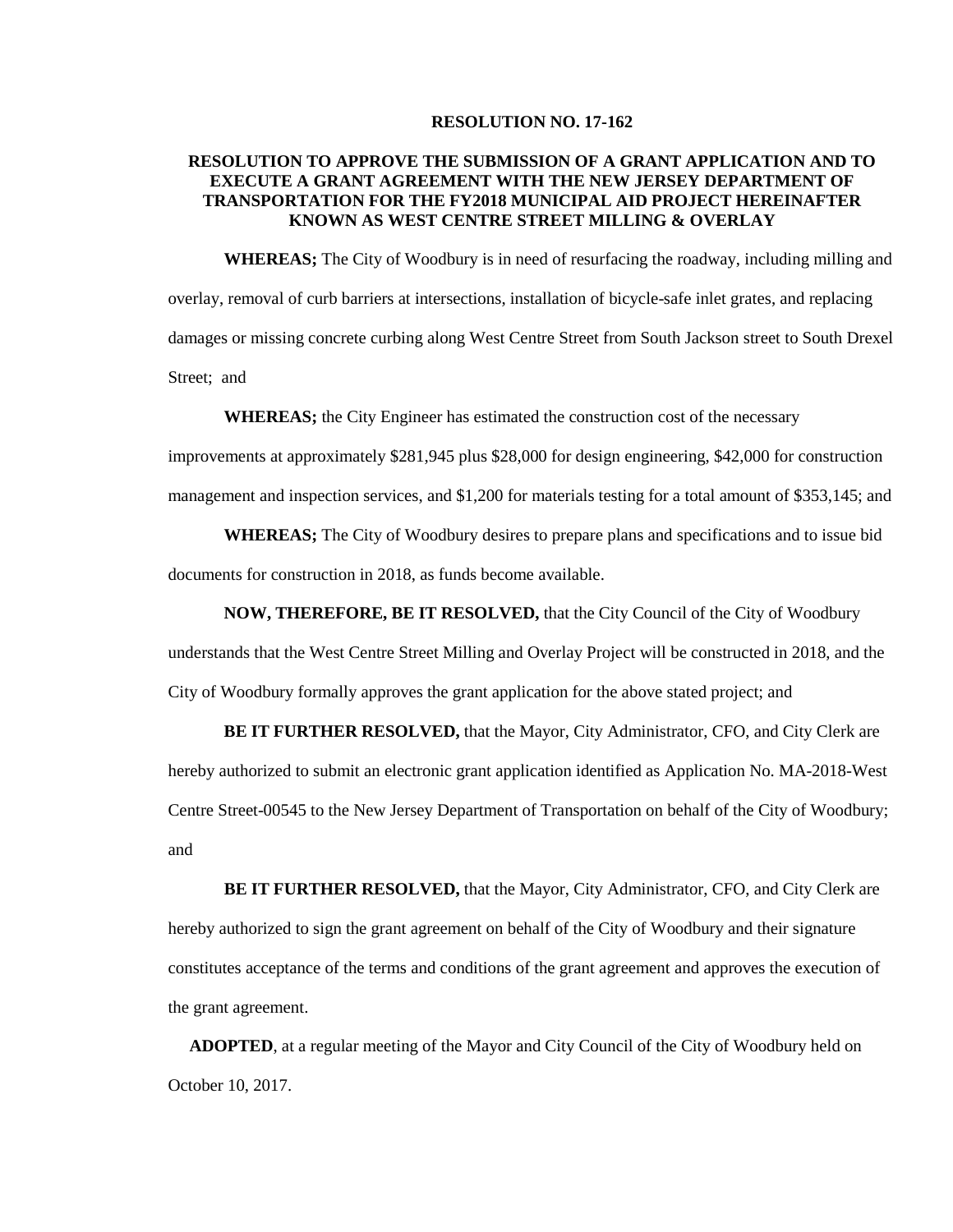**RESOLUTION NO. 17-162**

**RESOLUTION TO APPROVE THE SUBMISSION OF A GRANT APPLICATION AND TO EXECUTE A GRANT AGREEMENT WITH THE NEW JERSEY DEPARTMENT OF TRANSPORTATION FOR THE FY2018 MUNICIPAL AID PROJECT HEREINAFTER KNOWN AS WEST CENTRE STREET MILLING & OVERLAY**

**WHEREAS;** The City of Woodbury is in need of resurfacing the roadway, including milling and overlay, removal of curb barriers at intersections, installation of bicycle-safe inlet grates, and replacing damages or missing concrete curbing along West Centre Street from South Jackson street to South Drexel Street; and

**WHEREAS;** the City Engineer has estimated the construction cost of the necessary improvements at approximately $281,945 plus $28,000 for design engineering, $42,000 for construction management and inspection services, and $1,200 for materials testing for a total amount of $353,145; and

**WHEREAS;** The City of Woodbury desires to prepare plans and specifications and to issue bid documents for construction in 2018, as funds become available.

**NOW, THEREFORE, BE IT RESOLVED,** that the City Council of the City of Woodbury understands that the West Centre Street Milling and Overlay Project will be constructed in 2018, and the City of Woodbury formally approves the grant application for the above stated project; and

**BE IT FURTHER RESOLVED,** that the Mayor, City Administrator, CFO, and City Clerk are hereby authorized to submit an electronic grant application identified as Application No. MA-2018-West Centre Street-00545 to the New Jersey Department of Transportation on behalf of the City of Woodbury; and

**BE IT FURTHER RESOLVED,** that the Mayor, City Administrator, CFO, and City Clerk are hereby authorized to sign the grant agreement on behalf of the City of Woodbury and their signature constitutes acceptance of the terms and conditions of the grant agreement and approves the execution of the grant agreement.

**ADOPTED**, at a regular meeting of the Mayor and City Council of the City of Woodbury held on October 10, 2017.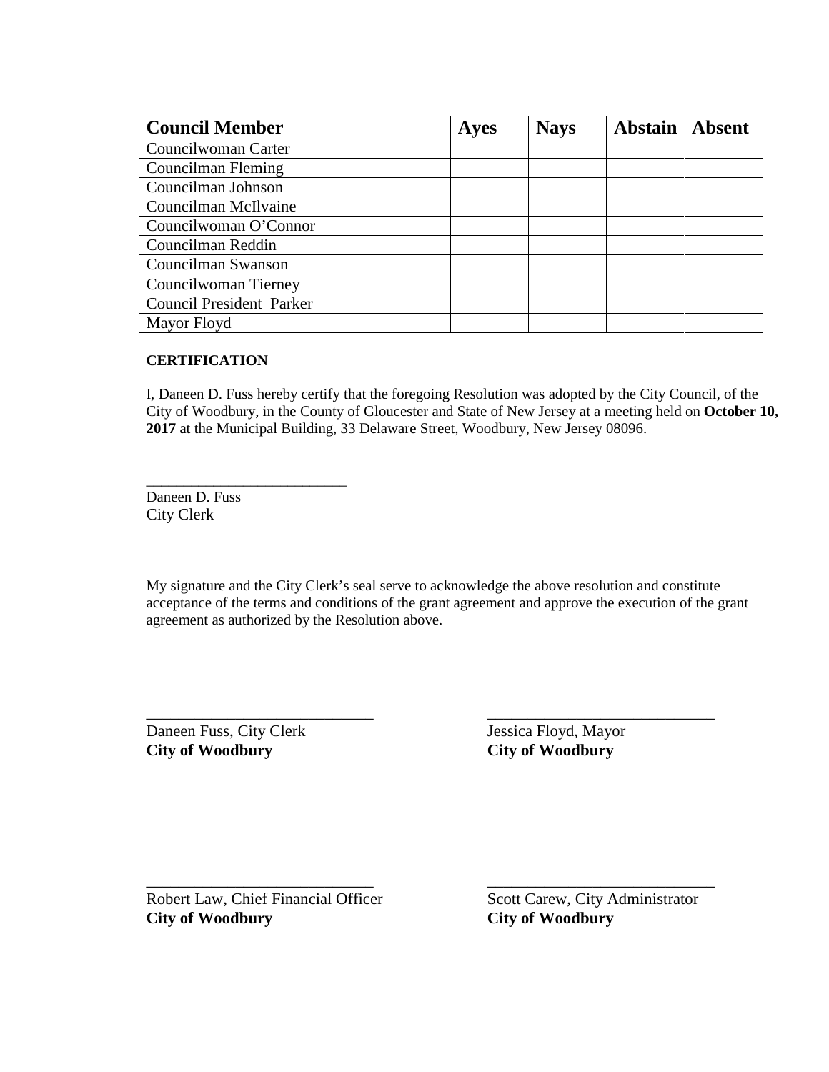| Council Member | Ayes | Nays | Abstain | Absent |
|---|---|---|---|---|
| Councilwoman Carter | | | | |
| Councilman Fleming | | | | |
| Councilman Johnson | | | | |
| Councilman McIlvaine | | | | |
| Councilwoman O'Connor | | | | |
| Councilman Reddin | | | | |
| Councilman Swanson | | | | |
| Councilwoman Tierney | | | | |
| Council President Parker | | | | |
| Mayor Floyd | | | | |

**CERTIFICATION**

I, Daneen D. Fuss hereby certify that the foregoing Resolution was adopted by the City Council, of the City of Woodbury, in the County of Gloucester and State of New Jersey at a meeting held on **October 10, 2017** at the Municipal Building, 33 Delaware Street, Woodbury, New Jersey 08096.

___________________________

Daneen D. Fuss
City Clerk

My signature and the City Clerk's seal serve to acknowledge the above resolution and constitute acceptance of the terms and conditions of the grant agreement and approve the execution of the grant agreement as authorized by the Resolution above.

_____________________________

Daneen Fuss, City Clerk
**City of Woodbury**

_____________________________

Jessica Floyd, Mayor
**City of Woodbury**

_____________________________

Robert Law, Chief Financial Officer
**City of Woodbury**

_____________________________

Scott Carew, City Administrator
**City of Woodbury**